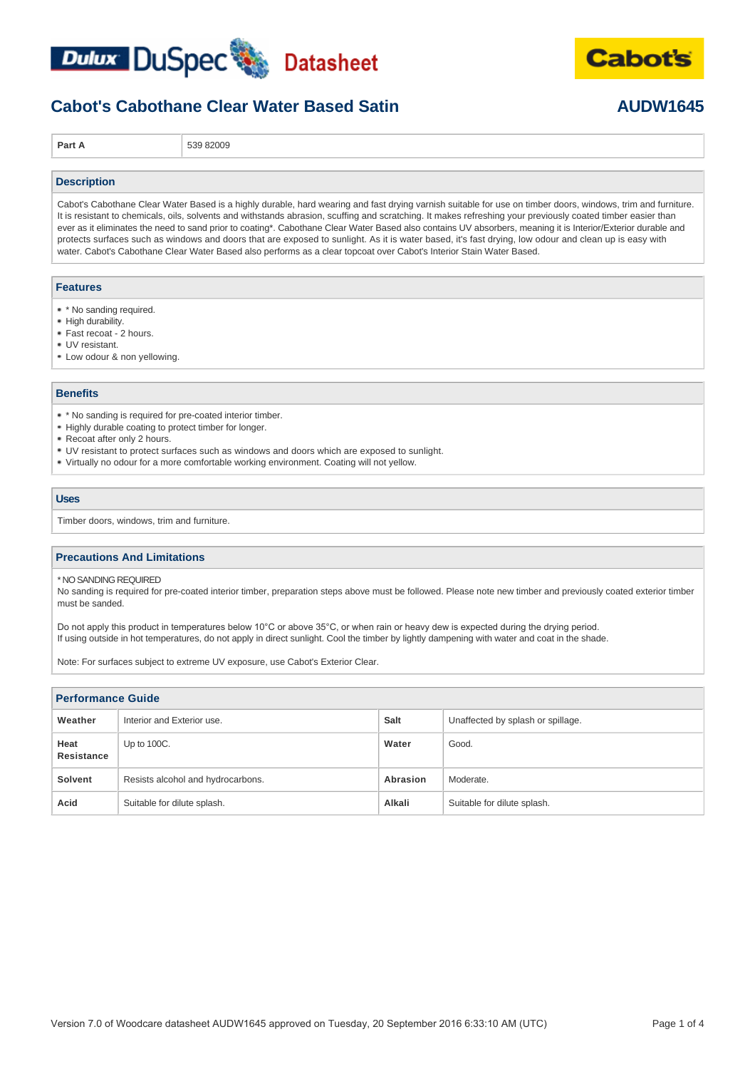Dulux DuSpec Datasheet

Cabot's

# Cabot's Cabothane Clear Water Based Satin

**AUDW1645**

| **Part A** | 539 82009 |
|---|---|

## Description

Cabot's Cabothane Clear Water Based is a highly durable, hard wearing and fast drying varnish suitable for use on timber doors, windows, trim and furniture. It is resistant to chemicals, oils, solvents and withstands abrasion, scuffing and scratching. It makes refreshing your previously coated timber easier than ever as it eliminates the need to sand prior to coating*. Cabothane Clear Water Based also contains UV absorbers, meaning it is Interior/Exterior durable and protects surfaces such as windows and doors that are exposed to sunlight. As it is water based, it's fast drying, low odour and clean up is easy with water. Cabot's Cabothane Clear Water Based also performs as a clear topcoat over Cabot's Interior Stain Water Based.

## Features

- * No sanding required.
- High durability.
- Fast recoat - 2 hours.
- UV resistant.
- Low odour & non yellowing.

## Benefits

- * No sanding is required for pre-coated interior timber.
- Highly durable coating to protect timber for longer.
- Recoat after only 2 hours.
- UV resistant to protect surfaces such as windows and doors which are exposed to sunlight.
- Virtually no odour for a more comfortable working environment. Coating will not yellow.

## Uses

Timber doors, windows, trim and furniture.

## Precautions And Limitations

* NO SANDING REQUIRED
No sanding is required for pre-coated interior timber, preparation steps above must be followed. Please note new timber and previously coated exterior timber must be sanded.

Do not apply this product in temperatures below 10°C or above 35°C, or when rain or heavy dew is expected during the drying period.
If using outside in hot temperatures, do not apply in direct sunlight. Cool the timber by lightly dampening with water and coat in the shade.

Note: For surfaces subject to extreme UV exposure, use Cabot's Exterior Clear.

## Performance Guide

| | | | |
|---|---|---|---|
| **Weather** | Interior and Exterior use. | **Salt** | Unaffected by splash or spillage. |
| **Heat Resistance** | Up to 100C. | **Water** | Good. |
| **Solvent** | Resists alcohol and hydrocarbons. | **Abrasion** | Moderate. |
| **Acid** | Suitable for dilute splash. | **Alkali** | Suitable for dilute splash. |

Version 7.0 of Woodcare datasheet AUDW1645 approved on Tuesday, 20 September 2016 6:33:10 AM (UTC)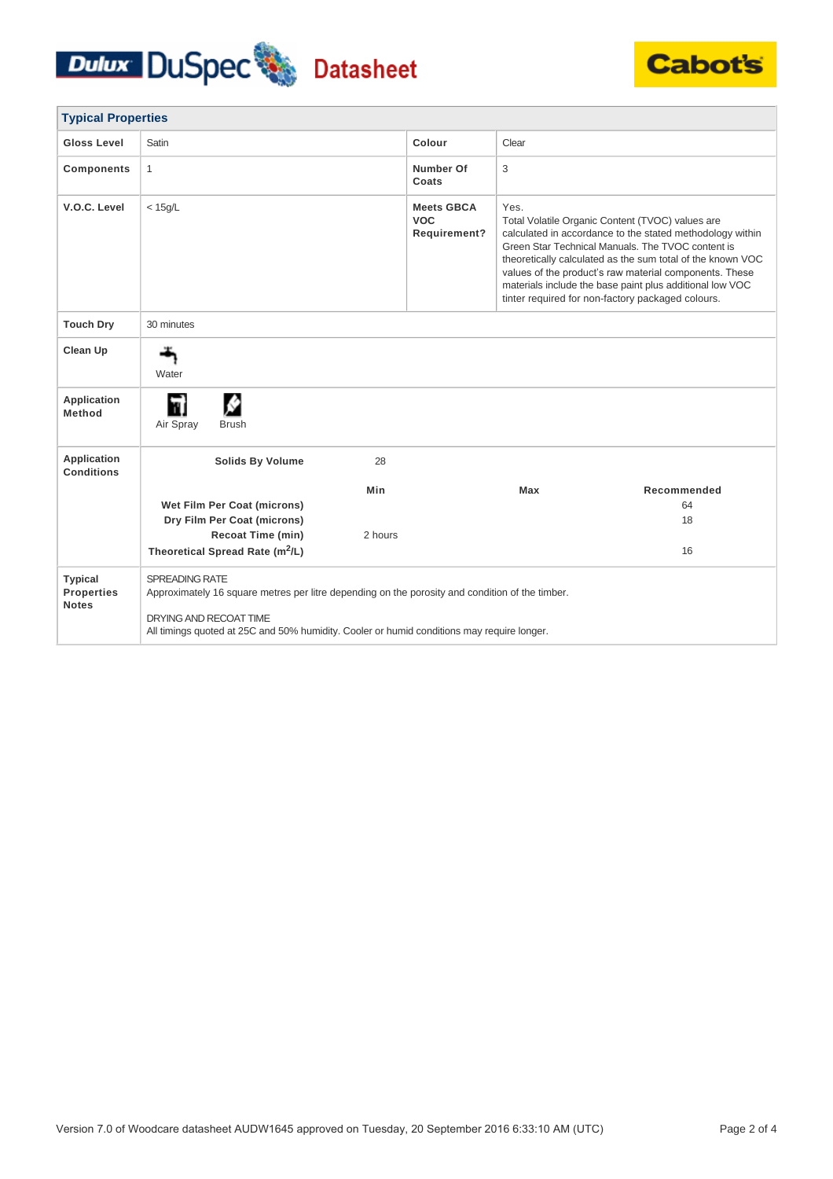**Dulux DuSpec Datasheet** | **Cabot's**

## Typical Properties

| | | | |
|---|---|---|---|
| **Gloss Level** | Satin | **Colour** | Clear |
| **Components** | 1 | **Number Of Coats** | 3 |
| **V.O.C. Level** | < 15g/L | **Meets GBCA VOC Requirement?** | Yes. Total Volatile Organic Content (TVOC) values are calculated in accordance to the stated methodology within Green Star Technical Manuals. The TVOC content is theoretically calculated as the sum total of the known VOC values of the product's raw material components. These materials include the base paint plus additional low VOC tinter required for non-factory packaged colours. |
| **Touch Dry** | 30 minutes | | |
| **Clean Up** | Water | | |
| **Application Method** | Air Spray, Brush | | |

**Application Conditions**

**Solids By Volume:** 28

| | Min | Max | Recommended |
|---|---|---|---|
| **Wet Film Per Coat (microns)** | | | 64 |
| **Dry Film Per Coat (microns)** | | | 18 |
| **Recoat Time (min)** | 2 hours | | |
| **Theoretical Spread Rate ($m^2$/L)** | | | 16 |

**Typical Properties Notes**

SPREADING RATE
Approximately 16 square metres per litre depending on the porosity and condition of the timber.

DRYING AND RECOAT TIME
All timings quoted at 25C and 50% humidity. Cooler or humid conditions may require longer.

Version 7.0 of Woodcare datasheet AUDW1645 approved on Tuesday, 20 September 2016 6:33:10 AM (UTC)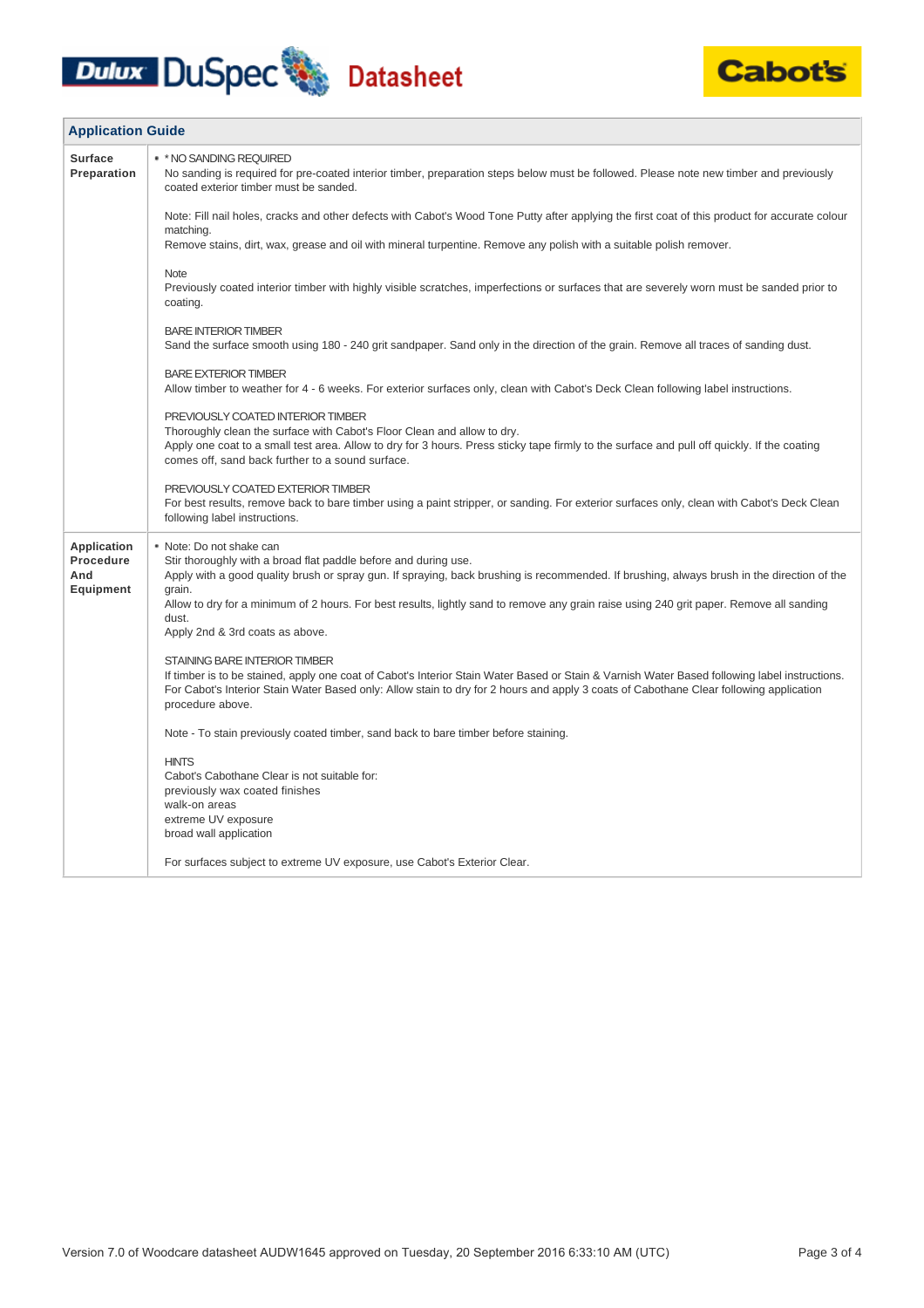## Application Guide

| | |
|---|---|
| **Surface Preparation** | • * NO SANDING REQUIRED<br>No sanding is required for pre-coated interior timber, preparation steps below must be followed. Please note new timber and previously coated exterior timber must be sanded.<br><br>Note: Fill nail holes, cracks and other defects with Cabot's Wood Tone Putty after applying the first coat of this product for accurate colour matching.<br>Remove stains, dirt, wax, grease and oil with mineral turpentine. Remove any polish with a suitable polish remover.<br><br>Note<br>Previously coated interior timber with highly visible scratches, imperfections or surfaces that are severely worn must be sanded prior to coating.<br><br>BARE INTERIOR TIMBER<br>Sand the surface smooth using 180 - 240 grit sandpaper. Sand only in the direction of the grain. Remove all traces of sanding dust.<br><br>BARE EXTERIOR TIMBER<br>Allow timber to weather for 4 - 6 weeks. For exterior surfaces only, clean with Cabot's Deck Clean following label instructions.<br><br>PREVIOUSLY COATED INTERIOR TIMBER<br>Thoroughly clean the surface with Cabot's Floor Clean and allow to dry.<br>Apply one coat to a small test area. Allow to dry for 3 hours. Press sticky tape firmly to the surface and pull off quickly. If the coating comes off, sand back further to a sound surface.<br><br>PREVIOUSLY COATED EXTERIOR TIMBER<br>For best results, remove back to bare timber using a paint stripper, or sanding. For exterior surfaces only, clean with Cabot's Deck Clean following label instructions. |
| **Application Procedure And Equipment** | • Note: Do not shake can<br>Stir thoroughly with a broad flat paddle before and during use.<br>Apply with a good quality brush or spray gun. If spraying, back brushing is recommended. If brushing, always brush in the direction of the grain.<br>Allow to dry for a minimum of 2 hours. For best results, lightly sand to remove any grain raise using 240 grit paper. Remove all sanding dust.<br>Apply 2nd & 3rd coats as above.<br><br>STAINING BARE INTERIOR TIMBER<br>If timber is to be stained, apply one coat of Cabot's Interior Stain Water Based or Stain & Varnish Water Based following label instructions.<br>For Cabot's Interior Stain Water Based only: Allow stain to dry for 2 hours and apply 3 coats of Cabothane Clear following application procedure above.<br><br>Note - To stain previously coated timber, sand back to bare timber before staining.<br><br>HINTS<br>Cabot's Cabothane Clear is not suitable for:<br>previously wax coated finishes<br>walk-on areas<br>extreme UV exposure<br>broad wall application<br><br>For surfaces subject to extreme UV exposure, use Cabot's Exterior Clear. |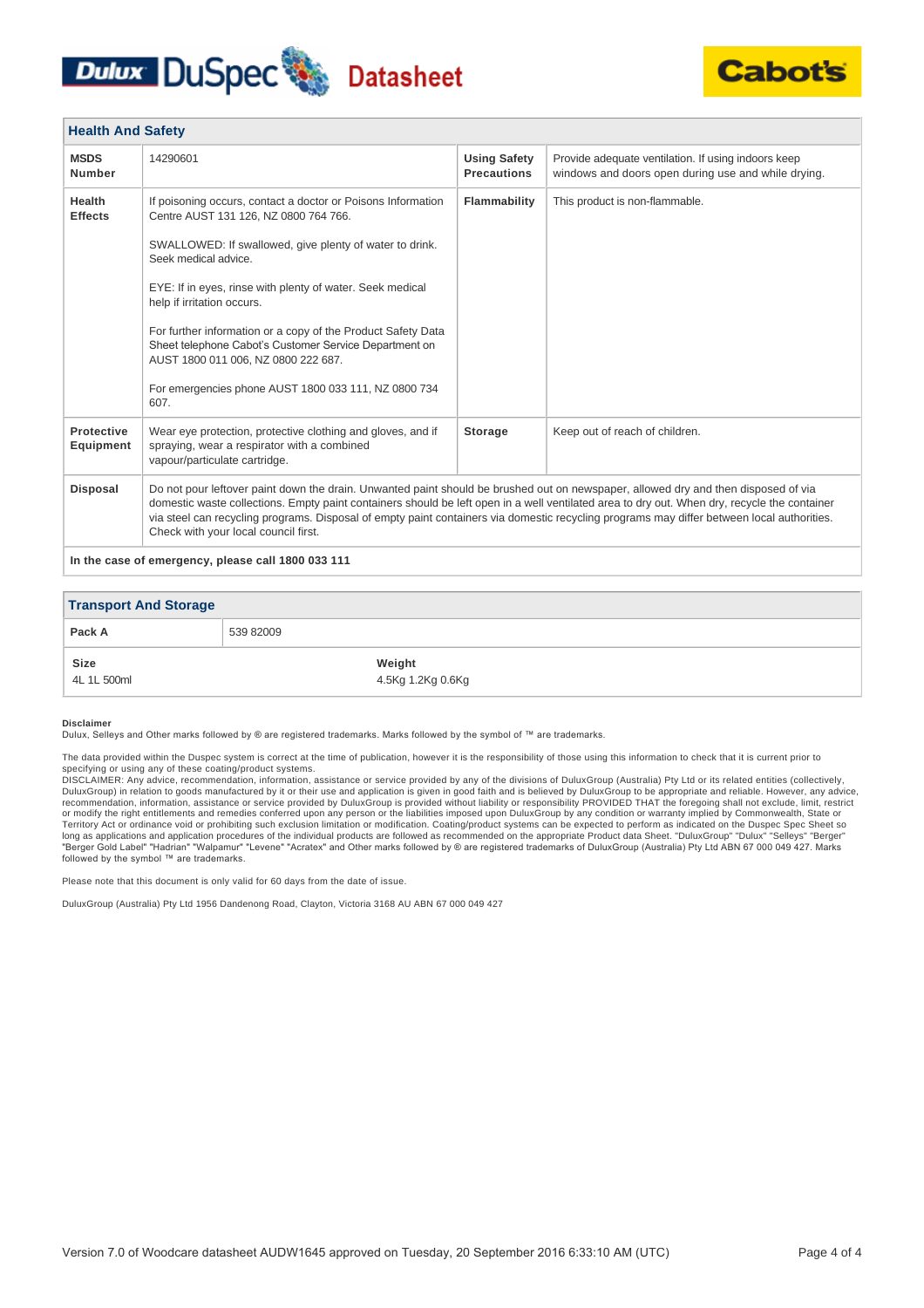## Health And Safety

| | | | |
|---|---|---|---|
| **MSDS Number** | 14290601 | **Using Safety Precautions** | Provide adequate ventilation. If using indoors keep windows and doors open during use and while drying. |
| **Health Effects** | If poisoning occurs, contact a doctor or Poisons Information Centre AUST 131 126, NZ 0800 764 766.<br><br>SWALLOWED: If swallowed, give plenty of water to drink. Seek medical advice.<br><br>EYE: If in eyes, rinse with plenty of water. Seek medical help if irritation occurs.<br><br>For further information or a copy of the Product Safety Data Sheet telephone Cabot's Customer Service Department on AUST 1800 011 006, NZ 0800 222 687.<br><br>For emergencies phone AUST 1800 033 111, NZ 0800 734 607. | **Flammability** | This product is non-flammable. |
| **Protective Equipment** | Wear eye protection, protective clothing and gloves, and if spraying, wear a respirator with a combined vapour/particulate cartridge. | **Storage** | Keep out of reach of children. |
| **Disposal** | Do not pour leftover paint down the drain. Unwanted paint should be brushed out on newspaper, allowed dry and then disposed of via domestic waste collections. Empty paint containers should be left open in a well ventilated area to dry out. When dry, recycle the container via steel can recycling programs. Disposal of empty paint containers via domestic recycling programs may differ between local authorities. Check with your local council first. | | |

**In the case of emergency, please call 1800 033 111**

## Transport And Storage

| | |
|---|---|
| **Pack A** | 539 82009 |
| **Size**<br>4L 1L 500ml | **Weight**<br>4.5Kg 1.2Kg 0.6Kg |

**Disclaimer**
Dulux, Selleys and Other marks followed by ® are registered trademarks. Marks followed by the symbol of ™ are trademarks.

The data provided within the Duspec system is correct at the time of publication, however it is the responsibility of those using this information to check that it is current prior to specifying or using any of these coating/product systems.
DISCLAIMER: Any advice, recommendation, information, assistance or service provided by any of the divisions of DuluxGroup (Australia) Pty Ltd or its related entities (collectively, DuluxGroup) in relation to goods manufactured by it or their use and application is given in good faith and is believed by DuluxGroup to be appropriate and reliable. However, any advice, recommendation, information, assistance or service provided by DuluxGroup is provided without liability or responsibility PROVIDED THAT the foregoing shall not exclude, limit, restrict or modify the right entitlements and remedies conferred upon any person or the liabilities imposed upon DuluxGroup by any condition or warranty implied by Commonwealth, State or Territory Act or ordinance void or prohibiting such exclusion limitation or modification. Coating/product systems can be expected to perform as indicated on the Duspec Spec Sheet so long as applications and application procedures of the individual products are followed as recommended on the appropriate Product data Sheet. "DuluxGroup" "Dulux" "Selleys" "Berger" "Berger Gold Label" "Hadrian" "Walpamur" "Levene" "Acratex" and Other marks followed by ® are registered trademarks of DuluxGroup (Australia) Pty Ltd ABN 67 000 049 427. Marks followed by the symbol ™ are trademarks.

Please note that this document is only valid for 60 days from the date of issue.

DuluxGroup (Australia) Pty Ltd 1956 Dandenong Road, Clayton, Victoria 3168 AU ABN 67 000 049 427

Version 7.0 of Woodcare datasheet AUDW1645 approved on Tuesday, 20 September 2016 6:33:10 AM (UTC)